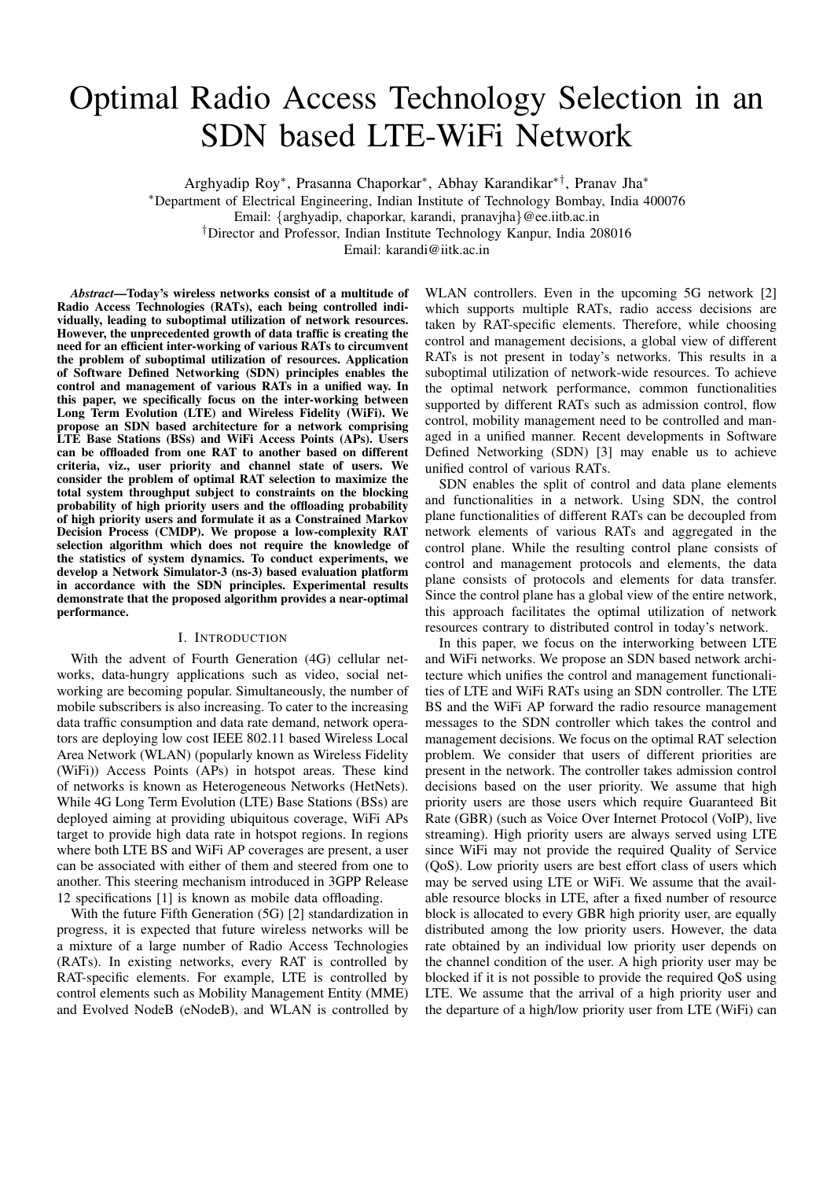# Optimal Radio Access Technology Selection in an SDN based LTE-WiFi Network

Arghyadip Roy[∗], Prasanna Chaporkar[∗], Abhay Karandikar[∗†], Pranav Jha[∗]

[∗]Department of Electrical Engineering, Indian Institute of Technology Bombay, India 400076
Email: {arghyadip, chaporkar, karandi, pranavjha}@ee.iitb.ac.in

[†]Director and Professor, Indian Institute Technology Kanpur, India 208016
Email: karandi@iitk.ac.in

***Abstract*—Today's wireless networks consist of a multitude of Radio Access Technologies (RATs), each being controlled individually, leading to suboptimal utilization of network resources. However, the unprecedented growth of data traffic is creating the need for an efficient inter-working of various RATs to circumvent the problem of suboptimal utilization of resources. Application of Software Defined Networking (SDN) principles enables the control and management of various RATs in a unified way. In this paper, we specifically focus on the inter-working between Long Term Evolution (LTE) and Wireless Fidelity (WiFi). We propose an SDN based architecture for a network comprising LTE Base Stations (BSs) and WiFi Access Points (APs). Users can be offloaded from one RAT to another based on different criteria, viz., user priority and channel state of users. We consider the problem of optimal RAT selection to maximize the total system throughput subject to constraints on the blocking probability of high priority users and the offloading probability of high priority users and formulate it as a Constrained Markov Decision Process (CMDP). We propose a low-complexity RAT selection algorithm which does not require the knowledge of the statistics of system dynamics. To conduct experiments, we develop a Network Simulator-3 (ns-3) based evaluation platform in accordance with the SDN principles. Experimental results demonstrate that the proposed algorithm provides a near-optimal performance.**

## I. Introduction

With the advent of Fourth Generation (4G) cellular networks, data-hungry applications such as video, social networking are becoming popular. Simultaneously, the number of mobile subscribers is also increasing. To cater to the increasing data traffic consumption and data rate demand, network operators are deploying low cost IEEE 802.11 based Wireless Local Area Network (WLAN) (popularly known as Wireless Fidelity (WiFi)) Access Points (APs) in hotspot areas. These kind of networks is known as Heterogeneous Networks (HetNets). While 4G Long Term Evolution (LTE) Base Stations (BSs) are deployed aiming at providing ubiquitous coverage, WiFi APs target to provide high data rate in hotspot regions. In regions where both LTE BS and WiFi AP coverages are present, a user can be associated with either of them and steered from one to another. This steering mechanism introduced in 3GPP Release 12 specifications [1] is known as mobile data offloading.

With the future Fifth Generation (5G) [2] standardization in progress, it is expected that future wireless networks will be a mixture of a large number of Radio Access Technologies (RATs). In existing networks, every RAT is controlled by RAT-specific elements. For example, LTE is controlled by control elements such as Mobility Management Entity (MME) and Evolved NodeB (eNodeB), and WLAN is controlled by WLAN controllers. Even in the upcoming 5G network [2] which supports multiple RATs, radio access decisions are taken by RAT-specific elements. Therefore, while choosing control and management decisions, a global view of different RATs is not present in today's networks. This results in a suboptimal utilization of network-wide resources. To achieve the optimal network performance, common functionalities supported by different RATs such as admission control, flow control, mobility management need to be controlled and managed in a unified manner. Recent developments in Software Defined Networking (SDN) [3] may enable us to achieve unified control of various RATs.

SDN enables the split of control and data plane elements and functionalities in a network. Using SDN, the control plane functionalities of different RATs can be decoupled from network elements of various RATs and aggregated in the control plane. While the resulting control plane consists of control and management protocols and elements, the data plane consists of protocols and elements for data transfer. Since the control plane has a global view of the entire network, this approach facilitates the optimal utilization of network resources contrary to distributed control in today's network.

In this paper, we focus on the interworking between LTE and WiFi networks. We propose an SDN based network architecture which unifies the control and management functionalities of LTE and WiFi RATs using an SDN controller. The LTE BS and the WiFi AP forward the radio resource management messages to the SDN controller which takes the control and management decisions. We focus on the optimal RAT selection problem. We consider that users of different priorities are present in the network. The controller takes admission control decisions based on the user priority. We assume that high priority users are those users which require Guaranteed Bit Rate (GBR) (such as Voice Over Internet Protocol (VoIP), live streaming). High priority users are always served using LTE since WiFi may not provide the required Quality of Service (QoS). Low priority users are best effort class of users which may be served using LTE or WiFi. We assume that the available resource blocks in LTE, after a fixed number of resource block is allocated to every GBR high priority user, are equally distributed among the low priority users. However, the data rate obtained by an individual low priority user depends on the channel condition of the user. A high priority user may be blocked if it is not possible to provide the required QoS using LTE. We assume that the arrival of a high priority user and the departure of a high/low priority user from LTE (WiFi) can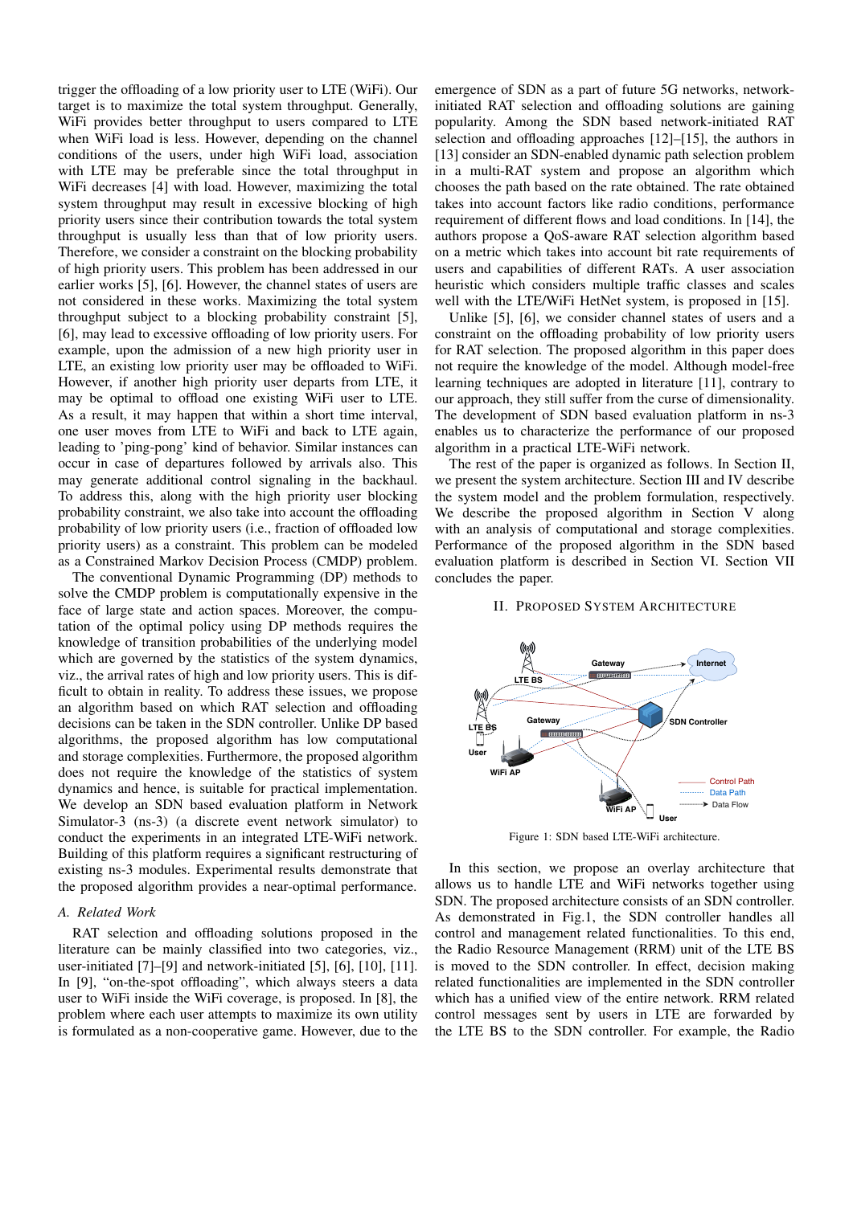trigger the offloading of a low priority user to LTE (WiFi). Our target is to maximize the total system throughput. Generally, WiFi provides better throughput to users compared to LTE when WiFi load is less. However, depending on the channel conditions of the users, under high WiFi load, association with LTE may be preferable since the total throughput in WiFi decreases [4] with load. However, maximizing the total system throughput may result in excessive blocking of high priority users since their contribution towards the total system throughput is usually less than that of low priority users. Therefore, we consider a constraint on the blocking probability of high priority users. This problem has been addressed in our earlier works [5], [6]. However, the channel states of users are not considered in these works. Maximizing the total system throughput subject to a blocking probability constraint [5], [6], may lead to excessive offloading of low priority users. For example, upon the admission of a new high priority user in LTE, an existing low priority user may be offloaded to WiFi. However, if another high priority user departs from LTE, it may be optimal to offload one existing WiFi user to LTE. As a result, it may happen that within a short time interval, one user moves from LTE to WiFi and back to LTE again, leading to 'ping-pong' kind of behavior. Similar instances can occur in case of departures followed by arrivals also. This may generate additional control signaling in the backhaul. To address this, along with the high priority user blocking probability constraint, we also take into account the offloading probability of low priority users (i.e., fraction of offloaded low priority users) as a constraint. This problem can be modeled as a Constrained Markov Decision Process (CMDP) problem.

The conventional Dynamic Programming (DP) methods to solve the CMDP problem is computationally expensive in the face of large state and action spaces. Moreover, the computation of the optimal policy using DP methods requires the knowledge of transition probabilities of the underlying model which are governed by the statistics of the system dynamics, viz., the arrival rates of high and low priority users. This is difficult to obtain in reality. To address these issues, we propose an algorithm based on which RAT selection and offloading decisions can be taken in the SDN controller. Unlike DP based algorithms, the proposed algorithm has low computational and storage complexities. Furthermore, the proposed algorithm does not require the knowledge of the statistics of system dynamics and hence, is suitable for practical implementation. We develop an SDN based evaluation platform in Network Simulator-3 (ns-3) (a discrete event network simulator) to conduct the experiments in an integrated LTE-WiFi network. Building of this platform requires a significant restructuring of existing ns-3 modules. Experimental results demonstrate that the proposed algorithm provides a near-optimal performance.

### A. Related Work

RAT selection and offloading solutions proposed in the literature can be mainly classified into two categories, viz., user-initiated [7]–[9] and network-initiated [5], [6], [10], [11]. In [9], "on-the-spot offloading", which always steers a data user to WiFi inside the WiFi coverage, is proposed. In [8], the problem where each user attempts to maximize its own utility is formulated as a non-cooperative game. However, due to the emergence of SDN as a part of future 5G networks, network-initiated RAT selection and offloading solutions are gaining popularity. Among the SDN based network-initiated RAT selection and offloading approaches [12]–[15], the authors in [13] consider an SDN-enabled dynamic path selection problem in a multi-RAT system and propose an algorithm which chooses the path based on the rate obtained. The rate obtained takes into account factors like radio conditions, performance requirement of different flows and load conditions. In [14], the authors propose a QoS-aware RAT selection algorithm based on a metric which takes into account bit rate requirements of users and capabilities of different RATs. A user association heuristic which considers multiple traffic classes and scales well with the LTE/WiFi HetNet system, is proposed in [15].

Unlike [5], [6], we consider channel states of users and a constraint on the offloading probability of low priority users for RAT selection. The proposed algorithm in this paper does not require the knowledge of the model. Although model-free learning techniques are adopted in literature [11], contrary to our approach, they still suffer from the curse of dimensionality. The development of SDN based evaluation platform in ns-3 enables us to characterize the performance of our proposed algorithm in a practical LTE-WiFi network.

The rest of the paper is organized as follows. In Section II, we present the system architecture. Section III and IV describe the system model and the problem formulation, respectively. We describe the proposed algorithm in Section V along with an analysis of computational and storage complexities. Performance of the proposed algorithm in the SDN based evaluation platform is described in Section VI. Section VII concludes the paper.

## II. Proposed System Architecture

Figure 1: SDN based LTE-WiFi architecture.

In this section, we propose an overlay architecture that allows us to handle LTE and WiFi networks together using SDN. The proposed architecture consists of an SDN controller. As demonstrated in Fig.1, the SDN controller handles all control and management related functionalities. To this end, the Radio Resource Management (RRM) unit of the LTE BS is moved to the SDN controller. In effect, decision making related functionalities are implemented in the SDN controller which has a unified view of the entire network. RRM related control messages sent by users in LTE are forwarded by the LTE BS to the SDN controller. For example, the Radio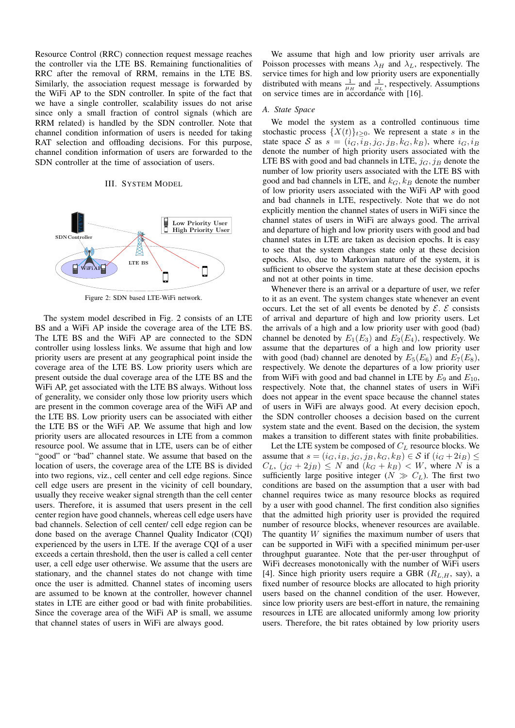Resource Control (RRC) connection request message reaches the controller via the LTE BS. Remaining functionalities of RRC after the removal of RRM, remains in the LTE BS. Similarly, the association request message is forwarded by the WiFi AP to the SDN controller. In spite of the fact that we have a single controller, scalability issues do not arise since only a small fraction of control signals (which are RRM related) is handled by the SDN controller. Note that channel condition information of users is needed for taking RAT selection and offloading decisions. For this purpose, channel condition information of users are forwarded to the SDN controller at the time of association of users.

## III. System Model

Figure 2: SDN based LTE-WiFi network.

The system model described in Fig. 2 consists of an LTE BS and a WiFi AP inside the coverage area of the LTE BS. The LTE BS and the WiFi AP are connected to the SDN controller using lossless links. We assume that high and low priority users are present at any geographical point inside the coverage area of the LTE BS. Low priority users which are present outside the dual coverage area of the LTE BS and the WiFi AP, get associated with the LTE BS always. Without loss of generality, we consider only those low priority users which are present in the common coverage area of the WiFi AP and the LTE BS. Low priority users can be associated with either the LTE BS or the WiFi AP. We assume that high and low priority users are allocated resources in LTE from a common resource pool. We assume that in LTE, users can be of either "good" or "bad" channel state. We assume that based on the location of users, the coverage area of the LTE BS is divided into two regions, viz., cell center and cell edge regions. Since cell edge users are present in the vicinity of cell boundary, usually they receive weaker signal strength than the cell center users. Therefore, it is assumed that users present in the cell center region have good channels, whereas cell edge users have bad channels. Selection of cell center/ cell edge region can be done based on the average Channel Quality Indicator (CQI) experienced by the users in LTE. If the average CQI of a user exceeds a certain threshold, then the user is called a cell center user, a cell edge user otherwise. We assume that the users are stationary, and the channel states do not change with time once the user is admitted. Channel states of incoming users are assumed to be known at the controller, however channel states in LTE are either good or bad with finite probabilities. Since the coverage area of the WiFi AP is small, we assume that channel states of users in WiFi are always good.

We assume that high and low priority user arrivals are Poisson processes with means $\lambda_H$ and $\lambda_L$, respectively. The service times for high and low priority users are exponentially distributed with means $\frac{1}{\mu_H}$ and $\frac{1}{\mu_L}$, respectively. Assumptions on service times are in accordance with [16].

### A. State Space

We model the system as a controlled continuous time stochastic process $\{X(t)\}_{t\geq 0}$. We represent a state $s$ in the state space $\mathcal{S}$ as $s = (i_G, i_B, j_G, j_B, k_G, k_B)$, where $i_G, i_B$ denote the number of high priority users associated with the LTE BS with good and bad channels in LTE, $j_G, j_B$ denote the number of low priority users associated with the LTE BS with good and bad channels in LTE, and $k_G, k_B$ denote the number of low priority users associated with the WiFi AP with good and bad channels in LTE, respectively. Note that we do not explicitly mention the channel states of users in WiFi since the channel states of users in WiFi are always good. The arrival and departure of high and low priority users with good and bad channel states in LTE are taken as decision epochs. It is easy to see that the system changes state only at these decision epochs. Also, due to Markovian nature of the system, it is sufficient to observe the system state at these decision epochs and not at other points in time.

Whenever there is an arrival or a departure of user, we refer to it as an event. The system changes state whenever an event occurs. Let the set of all events be denoted by $\mathcal{E}$. $\mathcal{E}$ consists of arrival and departure of high and low priority users. Let the arrivals of a high and a low priority user with good (bad) channel be denoted by $E_1(E_3)$ and $E_2(E_4)$, respectively. We assume that the departures of a high and low priority user with good (bad) channel are denoted by $E_5(E_6)$ and $E_7(E_8)$, respectively. We denote the departures of a low priority user from WiFi with good and bad channel in LTE by $E_9$ and $E_{10}$, respectively. Note that, the channel states of users in WiFi does not appear in the event space because the channel states of users in WiFi are always good. At every decision epoch, the SDN controller chooses a decision based on the current system state and the event. Based on the decision, the system makes a transition to different states with finite probabilities.

Let the LTE system be composed of $C_L$ resource blocks. We assume that $s = (i_G, i_B, j_G, j_B, k_G, k_B) \in \mathcal{S}$ if $(i_G + 2i_B) \leq C_L$, $(j_G + 2j_B) \leq N$ and $(k_G + k_B) < W$, where $N$ is a sufficiently large positive integer ($N \gg C_L$). The first two conditions are based on the assumption that a user with bad channel requires twice as many resource blocks as required by a user with good channel. The first condition also signifies that the admitted high priority user is provided the required number of resource blocks, whenever resources are available. The quantity $W$ signifies the maximum number of users that can be supported in WiFi with a specified minimum per-user throughput guarantee. Note that the per-user throughput of WiFi decreases monotonically with the number of WiFi users [4]. Since high priority users require a GBR ($R_{L,H}$, say), a fixed number of resource blocks are allocated to high priority users based on the channel condition of the user. However, since low priority users are best-effort in nature, the remaining resources in LTE are allocated uniformly among low priority users. Therefore, the bit rates obtained by low priority users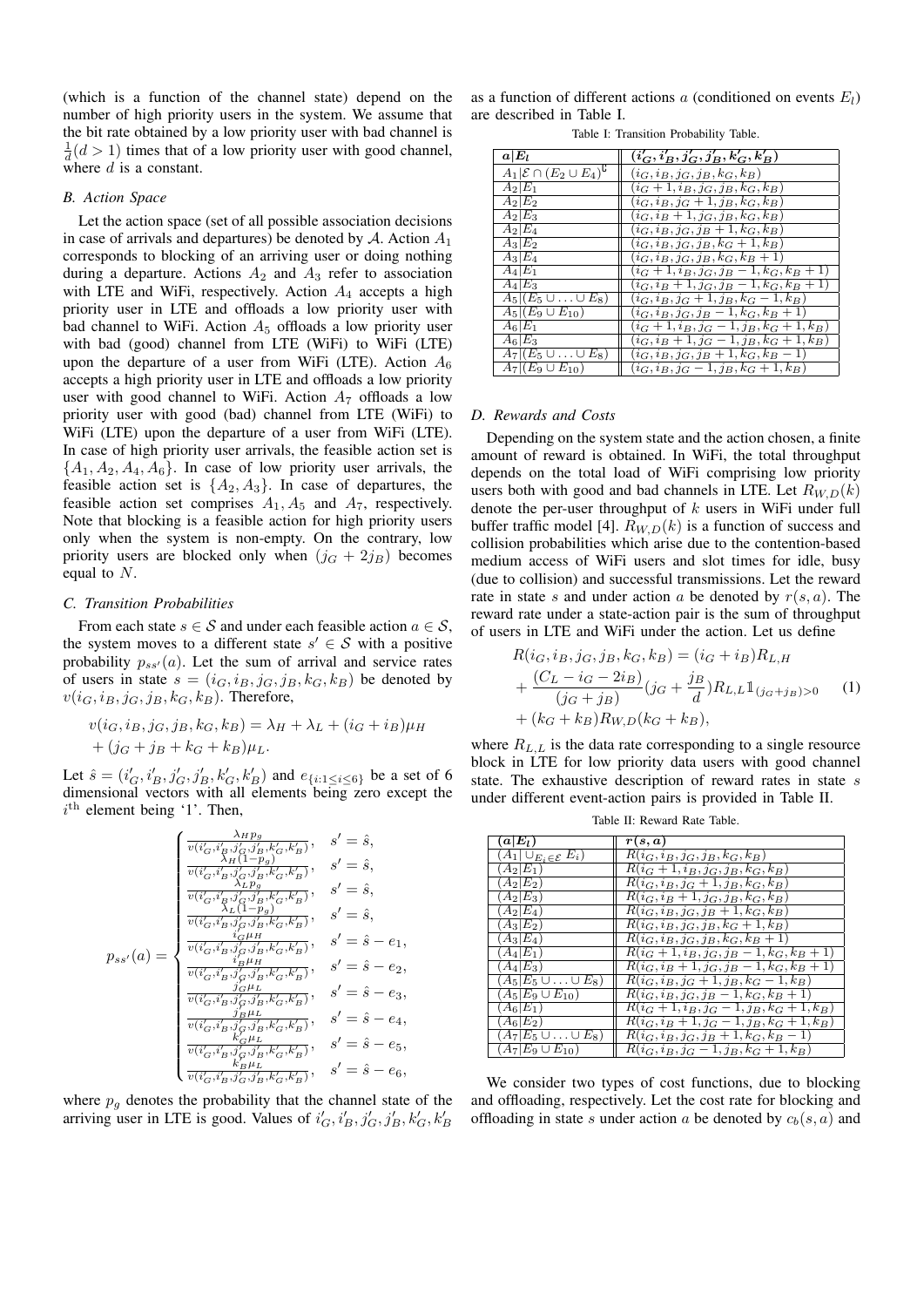(which is a function of the channel state) depend on the number of high priority users in the system. We assume that the bit rate obtained by a low priority user with bad channel is $\frac{1}{d}(d > 1)$ times that of a low priority user with good channel, where $d$ is a constant.

### B. Action Space

Let the action space (set of all possible association decisions in case of arrivals and departures) be denoted by $\mathcal{A}$. Action $A_1$ corresponds to blocking of an arriving user or doing nothing during a departure. Actions $A_2$ and $A_3$ refer to association with LTE and WiFi, respectively. Action $A_4$ accepts a high priority user in LTE and offloads a low priority user with bad channel to WiFi. Action $A_5$ offloads a low priority user with bad (good) channel from LTE (WiFi) to WiFi (LTE) upon the departure of a user from WiFi (LTE). Action $A_6$ accepts a high priority user in LTE and offloads a low priority user with good channel to WiFi. Action $A_7$ offloads a low priority user with good (bad) channel from LTE (WiFi) to WiFi (LTE) upon the departure of a user from WiFi (LTE). In case of high priority user arrivals, the feasible action set is $\{A_1, A_2, A_4, A_6\}$. In case of low priority user arrivals, the feasible action set is $\{A_2, A_3\}$. In case of departures, the feasible action set comprises $A_1, A_5$ and $A_7$, respectively. Note that blocking is a feasible action for high priority users only when the system is non-empty. On the contrary, low priority users are blocked only when $(j_G + 2j_B)$ becomes equal to $N$.

### C. Transition Probabilities

From each state $s \in \mathcal{S}$ and under each feasible action $a \in \mathcal{S}$, the system moves to a different state $s' \in \mathcal{S}$ with a positive probability $p_{ss'}(a)$. Let the sum of arrival and service rates of users in state $s = (i_G, i_B, j_G, j_B, k_G, k_B)$ be denoted by $v(i_G, i_B, j_G, j_B, k_G, k_B)$. Therefore,

$$v(i_G, i_B, j_G, j_B, k_G, k_B) = \lambda_H + \lambda_L + (i_G + i_B)\mu_H + (j_G + j_B + k_G + k_B)\mu_L.$$

Let $\hat{s} = (i'_G, i'_B, j'_G, j'_B, k'_G, k'_B)$ and $e_{\{i:1\leq i\leq 6\}}$ be a set of 6 dimensional vectors with all elements being zero except the $i^{\text{th}}$ element being '1'. Then,

$$p_{ss'}(a) = \begin{cases} \frac{\lambda_H p_g}{v(i'_G, i'_B, j'_G, j'_B, k'_G, k'_B)}, & s' = \hat{s}, \\ \frac{\lambda_H (1-p_g)}{v(i'_G, i'_B, j'_G, j'_B, k'_G, k'_B)}, & s' = \hat{s}, \\ \frac{\lambda_L p_g}{v(i'_G, i'_B, j'_G, j'_B, k'_G, k'_B)}, & s' = \hat{s}, \\ \frac{\lambda_L (1-p_g)}{v(i'_G, i'_B, j'_G, j'_B, k'_G, k'_B)}, & s' = \hat{s}, \\ \frac{i'_G \mu_H}{v(i'_G, i'_B, j'_G, j'_B, k'_G, k'_B)}, & s' = \hat{s} - e_1, \\ \frac{i'_B \mu_H}{v(i'_G, i'_B, j'_G, j'_B, k'_G, k'_B)}, & s' = \hat{s} - e_2, \\ \frac{j'_G \mu_L}{v(i'_G, i'_B, j'_G, j'_B, k'_G, k'_B)}, & s' = \hat{s} - e_3, \\ \frac{j'_B \mu_L}{v(i'_G, i'_B, j'_G, j'_B, k'_G, k'_B)}, & s' = \hat{s} - e_4, \\ \frac{k'_G \mu_L}{v(i'_G, i'_B, j'_G, j'_B, k'_G, k'_B)}, & s' = \hat{s} - e_5, \\ \frac{k'_B \mu_L}{v(i'_G, i'_B, j'_G, j'_B, k'_G, k'_B)}, & s' = \hat{s} - e_6, \end{cases}$$

where $p_g$ denotes the probability that the channel state of the arriving user in LTE is good. Values of $i'_G, i'_B, j'_G, j'_B, k'_G, k'_B$ as a function of different actions $a$ (conditioned on events $E_l$) are described in Table I.

Table I: Transition Probability Table.

| $a \vert E_l$ | $(i'_G, i'_B, j'_G, j'_B, k'_G, k'_B)$ |
|---|---|
| $A_1 \vert \mathcal{E} \cap (E_2 \cup E_4)^{\complement}$ | $(i_G, i_B, j_G, j_B, k_G, k_B)$ |
| $A_2 \vert E_1$ | $(i_G + 1, i_B, j_G, j_B, k_G, k_B)$ |
| $A_2 \vert E_2$ | $(i_G, i_B, j_G + 1, j_B, k_G, k_B)$ |
| $A_2 \vert E_3$ | $(i_G, i_B + 1, j_G, j_B, k_G, k_B)$ |
| $A_2 \vert E_4$ | $(i_G, i_B, j_G, j_B + 1, k_G, k_B)$ |
| $A_3 \vert E_2$ | $(i_G, i_B, j_G, j_B, k_G + 1, k_B)$ |
| $A_3 \vert E_4$ | $(i_G, i_B, j_G, j_B, k_G, k_B + 1)$ |
| $A_4 \vert E_1$ | $(i_G + 1, i_B, j_G, j_B - 1, k_G, k_B + 1)$ |
| $A_4 \vert E_3$ | $(i_G, i_B + 1, j_G, j_B - 1, k_G, k_B + 1)$ |
| $A_5 \vert (E_5 \cup \ldots \cup E_8)$ | $(i_G, i_B, j_G + 1, j_B, k_G - 1, k_B)$ |
| $A_5 \vert (E_9 \cup E_{10})$ | $(i_G, i_B, j_G, j_B - 1, k_G, k_B + 1)$ |
| $A_6 \vert E_1$ | $(i_G + 1, i_B, j_G - 1, j_B, k_G + 1, k_B)$ |
| $A_6 \vert E_3$ | $(i_G, i_B + 1, j_G - 1, j_B, k_G + 1, k_B)$ |
| $A_7 \vert (E_5 \cup \ldots \cup E_8)$ | $(i_G, i_B, j_G, j_B + 1, k_G, k_B - 1)$ |
| $A_7 \vert (E_9 \cup E_{10})$ | $(i_G, i_B, j_G - 1, j_B, k_G + 1, k_B)$ |

### D. Rewards and Costs

Depending on the system state and the action chosen, a finite amount of reward is obtained. In WiFi, the total throughput depends on the total load of WiFi comprising low priority users both with good and bad channels in LTE. Let $R_{W,D}(k)$ denote the per-user throughput of $k$ users in WiFi under full buffer traffic model [4]. $R_{W,D}(k)$ is a function of success and collision probabilities which arise due to the contention-based medium access of WiFi users and slot times for idle, busy (due to collision) and successful transmissions. Let the reward rate in state $s$ and under action $a$ be denoted by $r(s, a)$. The reward rate under a state-action pair is the sum of throughput of users in LTE and WiFi under the action. Let us define

$$\begin{aligned} R(i_G, i_B, j_G, j_B, k_G, k_B) &= (i_G + i_B)R_{L,H} \\ &+ \frac{(C_L - i_G - 2i_B)}{(j_G + j_B)}(j_G + \frac{j_B}{d})R_{L,L}\mathbb{1}_{(j_G+j_B)>0} \quad (1) \\ &+ (k_G + k_B)R_{W,D}(k_G + k_B), \end{aligned}$$

where $R_{L,L}$ is the data rate corresponding to a single resource block in LTE for low priority data users with good channel state. The exhaustive description of reward rates in state $s$ under different event-action pairs is provided in Table II.

Table II: Reward Rate Table.

| $(a \vert E_l)$ | $r(s, a)$ |
|---|---|
| $(A_1 \vert \cup_{E_i \in \mathcal{E}} E_i)$ | $R(i_G, i_B, j_G, j_B, k_G, k_B)$ |
| $(A_2 \vert E_1)$ | $R(i_G + 1, i_B, j_G, j_B, k_G, k_B)$ |
| $(A_2 \vert E_2)$ | $R(i_G, i_B, j_G + 1, j_B, k_G, k_B)$ |
| $(A_2 \vert E_3)$ | $R(i_G, i_B + 1, j_G, j_B, k_G, k_B)$ |
| $(A_2 \vert E_4)$ | $R(i_G, i_B, j_G, j_B + 1, k_G, k_B)$ |
| $(A_3 \vert E_2)$ | $R(i_G, i_B, j_G, j_B, k_G + 1, k_B)$ |
| $(A_3 \vert E_4)$ | $R(i_G, i_B, j_G, j_B, k_G, k_B + 1)$ |
| $(A_4 \vert E_1)$ | $R(i_G + 1, i_B, j_G, j_B - 1, k_G, k_B + 1)$ |
| $(A_4 \vert E_3)$ | $R(i_G, i_B + 1, j_G, j_B - 1, k_G, k_B + 1)$ |
| $(A_5 \vert E_5 \cup \ldots \cup E_8)$ | $R(i_G, i_B, j_G + 1, j_B, k_G - 1, k_B)$ |
| $(A_5 \vert E_9 \cup E_{10})$ | $R(i_G, i_B, j_G, j_B - 1, k_G, k_B + 1)$ |
| $(A_6 \vert E_1)$ | $R(i_G + 1, i_B, j_G - 1, j_B, k_G + 1, k_B)$ |
| $(A_6 \vert E_2)$ | $R(i_G, i_B + 1, j_G - 1, j_B, k_G + 1, k_B)$ |
| $(A_7 \vert E_5 \cup \ldots \cup E_8)$ | $R(i_G, i_B, j_G, j_B + 1, k_G, k_B - 1)$ |
| $(A_7 \vert E_9 \cup E_{10})$ | $R(i_G, i_B, j_G - 1, j_B, k_G + 1, k_B)$ |

We consider two types of cost functions, due to blocking and offloading, respectively. Let the cost rate for blocking and offloading in state $s$ under action $a$ be denoted by $c_b(s, a)$ and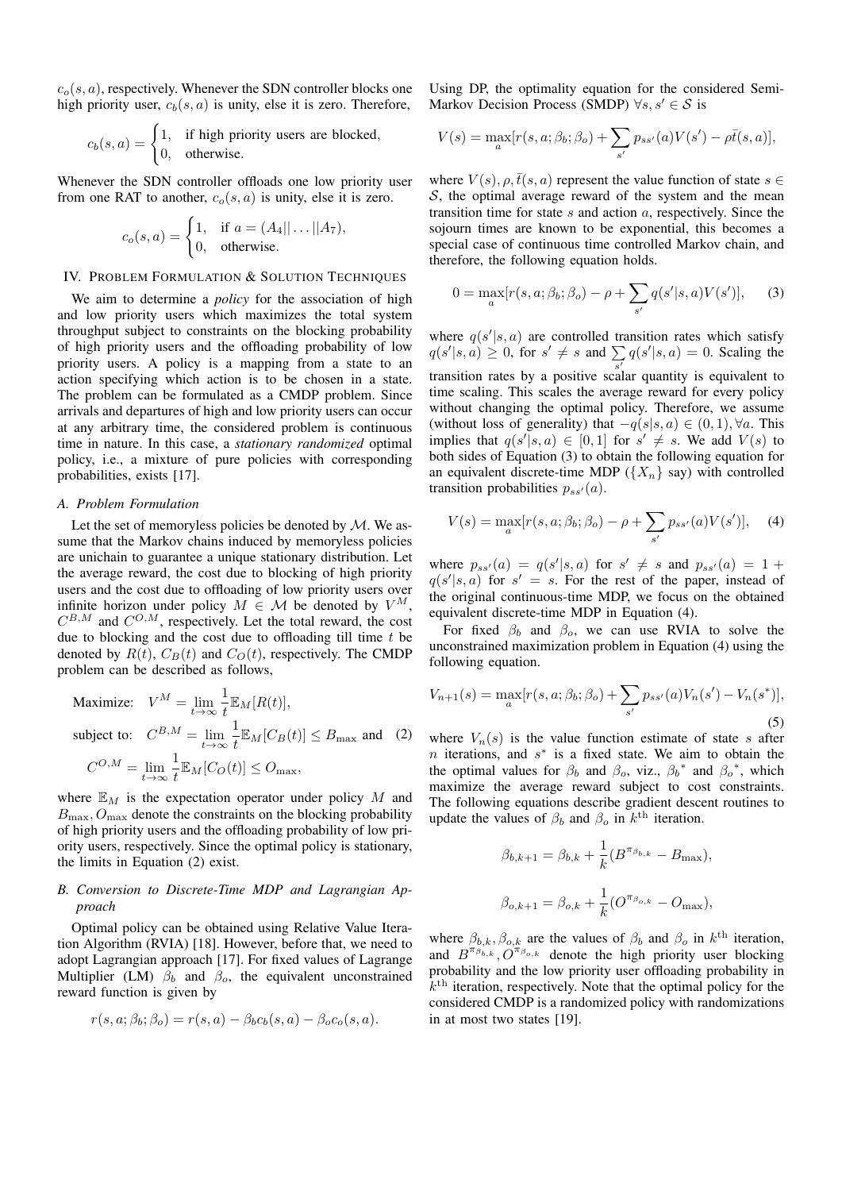$c_o(s,a)$, respectively. Whenever the SDN controller blocks one high priority user, $c_b(s,a)$ is unity, else it is zero. Therefore,

$$c_b(s,a) = \begin{cases} 1, & \text{if high priority users are blocked,} \\ 0, & \text{otherwise.} \end{cases}$$

Whenever the SDN controller offloads one low priority user from one RAT to another, $c_o(s,a)$ is unity, else it is zero.

$$c_o(s,a) = \begin{cases} 1, & \text{if } a = (A_4||\dots||A_7), \\ 0, & \text{otherwise.} \end{cases}$$

## IV. Problem Formulation & Solution Techniques

We aim to determine a *policy* for the association of high and low priority users which maximizes the total system throughput subject to constraints on the blocking probability of high priority users and the offloading probability of low priority users. A policy is a mapping from a state to an action specifying which action is to be chosen in a state. The problem can be formulated as a CMDP problem. Since arrivals and departures of high and low priority users can occur at any arbitrary time, the considered problem is continuous time in nature. In this case, a *stationary randomized* optimal policy, i.e., a mixture of pure policies with corresponding probabilities, exists [17].

### A. Problem Formulation

Let the set of memoryless policies be denoted by $\mathcal{M}$. We assume that the Markov chains induced by memoryless policies are unichain to guarantee a unique stationary distribution. Let the average reward, the cost due to blocking of high priority users and the cost due to offloading of low priority users over infinite horizon under policy $M \in \mathcal{M}$ be denoted by $V^M$, $C^{B,M}$ and $C^{O,M}$, respectively. Let the total reward, the cost due to blocking and the cost due to offloading till time $t$ be denoted by $R(t)$, $C_B(t)$ and $C_O(t)$, respectively. The CMDP problem can be described as follows,

$$\begin{aligned} &\text{Maximize:} \quad V^M = \lim_{t \to \infty} \frac{1}{t} \mathbb{E}_M[R(t)], \\ &\text{subject to:} \quad C^{B,M} = \lim_{t \to \infty} \frac{1}{t} \mathbb{E}_M[C_B(t)] \leq B_{\max} \text{ and} \quad (2) \\ &C^{O,M} = \lim_{t \to \infty} \frac{1}{t} \mathbb{E}_M[C_O(t)] \leq O_{\max}, \end{aligned}$$

where $\mathbb{E}_M$ is the expectation operator under policy $M$ and $B_{\max}, O_{\max}$ denote the constraints on the blocking probability of high priority users and the offloading probability of low priority users, respectively. Since the optimal policy is stationary, the limits in Equation (2) exist.

### B. Conversion to Discrete-Time MDP and Lagrangian Approach

Optimal policy can be obtained using Relative Value Iteration Algorithm (RVIA) [18]. However, before that, we need to adopt Lagrangian approach [17]. For fixed values of Lagrange Multiplier (LM) $\beta_b$ and $\beta_o$, the equivalent unconstrained reward function is given by

$$r(s,a;\beta_b;\beta_o) = r(s,a) - \beta_b c_b(s,a) - \beta_o c_o(s,a).$$

Using DP, the optimality equation for the considered Semi-Markov Decision Process (SMDP) $\forall s, s' \in \mathcal{S}$ is

$$V(s) = \max_a [r(s,a;\beta_b;\beta_o) + \sum_{s'} p_{ss'}(a) V(s') - \rho \bar{t}(s,a)],$$

where $V(s), \rho, \bar{t}(s,a)$ represent the value function of state $s \in \mathcal{S}$, the optimal average reward of the system and the mean transition time for state $s$ and action $a$, respectively. Since the sojourn times are known to be exponential, this becomes a special case of continuous time controlled Markov chain, and therefore, the following equation holds.

$$0 = \max_a [r(s,a;\beta_b;\beta_o) - \rho + \sum_{s'} q(s'|s,a) V(s')], \quad (3)$$

where $q(s'|s,a)$ are controlled transition rates which satisfy $q(s'|s,a) \geq 0$, for $s' \neq s$ and $\sum_{s'} q(s'|s,a) = 0$. Scaling the transition rates by a positive scalar quantity is equivalent to time scaling. This scales the average reward for every policy without changing the optimal policy. Therefore, we assume (without loss of generality) that $-q(s|s,a) \in (0,1), \forall a$. This implies that $q(s'|s,a) \in [0,1]$ for $s' \neq s$. We add $V(s)$ to both sides of Equation (3) to obtain the following equation for an equivalent discrete-time MDP ($\{X_n\}$ say) with controlled transition probabilities $p_{ss'}(a)$.

$$V(s) = \max_a [r(s,a;\beta_b;\beta_o) - \rho + \sum_{s'} p_{ss'}(a) V(s')], \quad (4)$$

where $p_{ss'}(a) = q(s'|s,a)$ for $s' \neq s$ and $p_{ss'}(a) = 1 + q(s'|s,a)$ for $s' = s$. For the rest of the paper, instead of the original continuous-time MDP, we focus on the obtained equivalent discrete-time MDP in Equation (4).

For fixed $\beta_b$ and $\beta_o$, we can use RVIA to solve the unconstrained maximization problem in Equation (4) using the following equation.

$$V_{n+1}(s) = \max_a [r(s,a;\beta_b;\beta_o) + \sum_{s'} p_{ss'}(a) V_n(s') - V_n(s^*)], \quad (5)$$

where $V_n(s)$ is the value function estimate of state $s$ after $n$ iterations, and $s^*$ is a fixed state. We aim to obtain the the optimal values for $\beta_b$ and $\beta_o$, viz., ${\beta_b}^*$ and ${\beta_o}^*$, which maximize the average reward subject to cost constraints. The following equations describe gradient descent routines to update the values of $\beta_b$ and $\beta_o$ in $k^{\text{th}}$ iteration.

$$\beta_{b,k+1} = \beta_{b,k} + \frac{1}{k}(B^{\pi_{\beta_{b,k}}} - B_{\max}),$$

$$\beta_{o,k+1} = \beta_{o,k} + \frac{1}{k}(O^{\pi_{\beta_{o,k}}} - O_{\max}),$$

where $\beta_{b,k}, \beta_{o,k}$ are the values of $\beta_b$ and $\beta_o$ in $k^{\text{th}}$ iteration, and $B^{\pi_{\beta_{b,k}}}, O^{\pi_{\beta_{o,k}}}$ denote the high priority user blocking probability and the low priority user offloading probability in $k^{\text{th}}$ iteration, respectively. Note that the optimal policy for the considered CMDP is a randomized policy with randomizations in at most two states [19].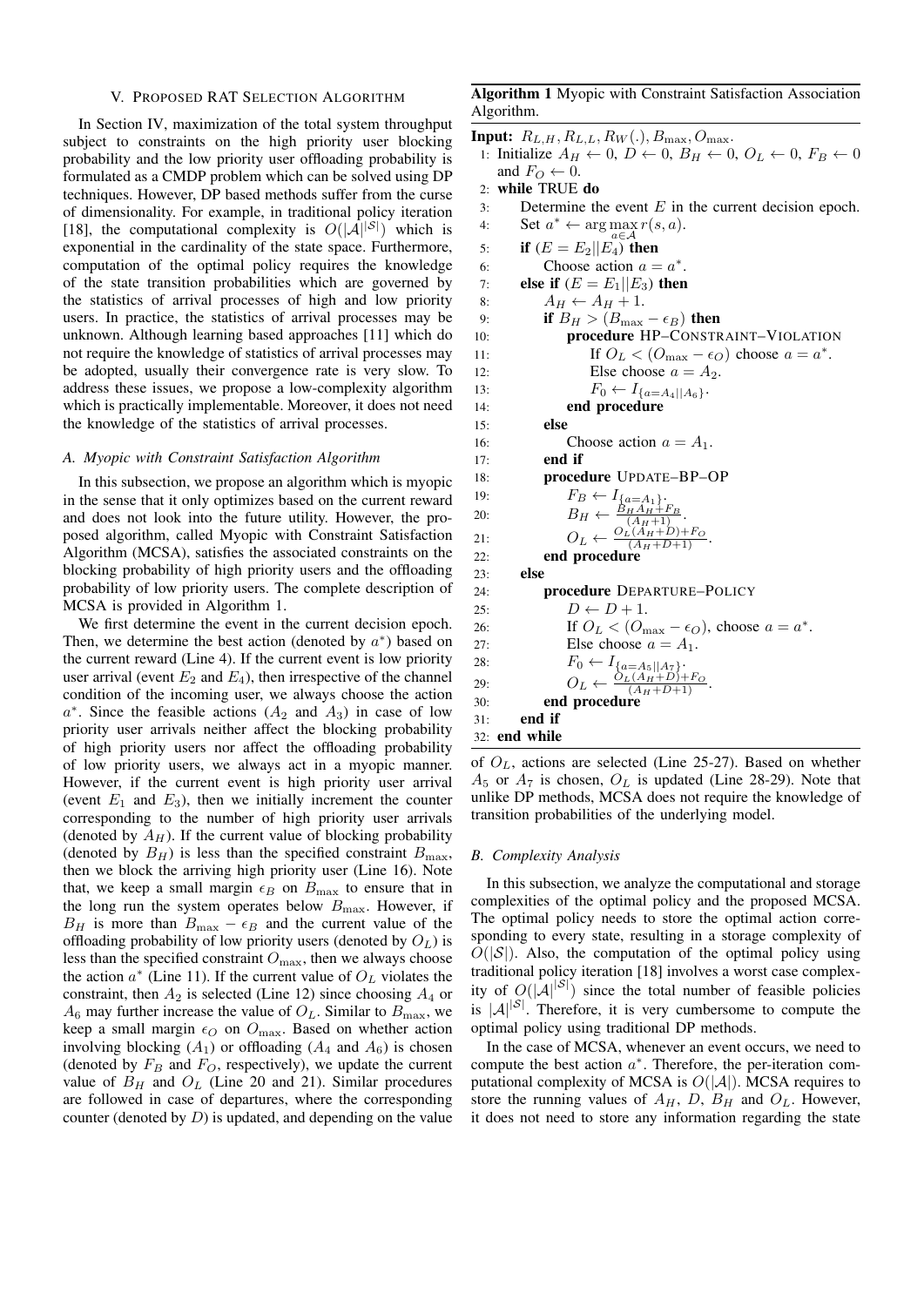## V. Proposed RAT Selection Algorithm

In Section IV, maximization of the total system throughput subject to constraints on the high priority user blocking probability and the low priority user offloading probability is formulated as a CMDP problem which can be solved using DP techniques. However, DP based methods suffer from the curse of dimensionality. For example, in traditional policy iteration [18], the computational complexity is $O(|\mathcal{A}|^{|\mathcal{S}|})$ which is exponential in the cardinality of the state space. Furthermore, computation of the optimal policy requires the knowledge of the state transition probabilities which are governed by the statistics of arrival processes of high and low priority users. In practice, the statistics of arrival processes may be unknown. Although learning based approaches [11] which do not require the knowledge of statistics of arrival processes may be adopted, usually their convergence rate is very slow. To address these issues, we propose a low-complexity algorithm which is practically implementable. Moreover, it does not need the knowledge of the statistics of arrival processes.

### A. Myopic with Constraint Satisfaction Algorithm

In this subsection, we propose an algorithm which is myopic in the sense that it only optimizes based on the current reward and does not look into the future utility. However, the proposed algorithm, called Myopic with Constraint Satisfaction Algorithm (MCSA), satisfies the associated constraints on the blocking probability of high priority users and the offloading probability of low priority users. The complete description of MCSA is provided in Algorithm 1.

We first determine the event in the current decision epoch. Then, we determine the best action (denoted by $a^*$) based on the current reward (Line 4). If the current event is low priority user arrival (event $E_2$ and $E_4$), then irrespective of the channel condition of the incoming user, we always choose the action $a^*$. Since the feasible actions ($A_2$ and $A_3$) in case of low priority user arrivals neither affect the blocking probability of high priority users nor affect the offloading probability of low priority users, we always act in a myopic manner. However, if the current event is high priority user arrival (event $E_1$ and $E_3$), then we initially increment the counter corresponding to the number of high priority user arrivals (denoted by $A_H$). If the current value of blocking probability (denoted by $B_H$) is less than the specified constraint $B_{\max}$, then we block the arriving high priority user (Line 16). Note that, we keep a small margin $\epsilon_B$ on $B_{\max}$ to ensure that in the long run the system operates below $B_{\max}$. However, if $B_H$ is more than $B_{\max} - \epsilon_B$ and the current value of the offloading probability of low priority users (denoted by $O_L$) is less than the specified constraint $O_{\max}$, then we always choose the action $a^*$ (Line 11). If the current value of $O_L$ violates the constraint, then $A_2$ is selected (Line 12) since choosing $A_4$ or $A_6$ may further increase the value of $O_L$. Similar to $B_{\max}$, we keep a small margin $\epsilon_O$ on $O_{\max}$. Based on whether action involving blocking ($A_1$) or offloading ($A_4$ and $A_6$) is chosen (denoted by $F_B$ and $F_O$, respectively), we update the current value of $B_H$ and $O_L$ (Line 20 and 21). Similar procedures are followed in case of departures, where the corresponding counter (denoted by $D$) is updated, and depending on the value of $O_L$, actions are selected (Line 25-27). Based on whether $A_5$ or $A_7$ is chosen, $O_L$ is updated (Line 28-29). Note that unlike DP methods, MCSA does not require the knowledge of transition probabilities of the underlying model.

**Algorithm 1** Myopic with Constraint Satisfaction Association Algorithm.

**Input:** $R_{L,H}, R_{L,L}, R_W(.), B_{\max}, O_{\max}$.

```
1:  Initialize A_H ← 0, D ← 0, B_H ← 0, O_L ← 0, F_B ← 0
    and F_O ← 0.
2:  while TRUE do
3:      Determine the event E in the current decision epoch.
4:      Set a* ← arg max_{a∈A} r(s, a).
5:      if (E = E_2||E_4) then
6:          Choose action a = a*.
7:      else if (E = E_1||E_3) then
8:          A_H ← A_H + 1.
9:          if B_H > (B_max − ε_B) then
10:             procedure HP–CONSTRAINT–VIOLATION
11:                 If O_L < (O_max − ε_O) choose a = a*.
12:                 Else choose a = A_2.
13:                 F_0 ← I_{a=A_4||A_6}.
14:             end procedure
15:         else
16:             Choose action a = A_1.
17:         end if
18:         procedure UPDATE–BP–OP
19:             F_B ← I_{a=A_1}.
20:             B_H ← (B_H A_H + F_B) / (A_H + 1).
21:             O_L ← (O_L (A_H + D) + F_O) / (A_H + D + 1).
22:         end procedure
23:     else
24:         procedure DEPARTURE–POLICY
25:             D ← D + 1.
26:             If O_L < (O_max − ε_O), choose a = a*.
27:             Else choose a = A_1.
28:             F_0 ← I_{a=A_5||A_7}.
29:             O_L ← (O_L (A_H + D) + F_O) / (A_H + D + 1).
30:         end procedure
31:     end if
32: end while
```

### B. Complexity Analysis

In this subsection, we analyze the computational and storage complexities of the optimal policy and the proposed MCSA. The optimal policy needs to store the optimal action corresponding to every state, resulting in a storage complexity of $O(|\mathcal{S}|)$. Also, the computation of the optimal policy using traditional policy iteration [18] involves a worst case complexity of $O(|\mathcal{A}|^{|\mathcal{S}|})$ since the total number of feasible policies is $|\mathcal{A}|^{|\mathcal{S}|}$. Therefore, it is very cumbersome to compute the optimal policy using traditional DP methods.

In the case of MCSA, whenever an event occurs, we need to compute the best action $a^*$. Therefore, the per-iteration computational complexity of MCSA is $O(|\mathcal{A}|)$. MCSA requires to store the running values of $A_H$, $D$, $B_H$ and $O_L$. However, it does not need to store any information regarding the state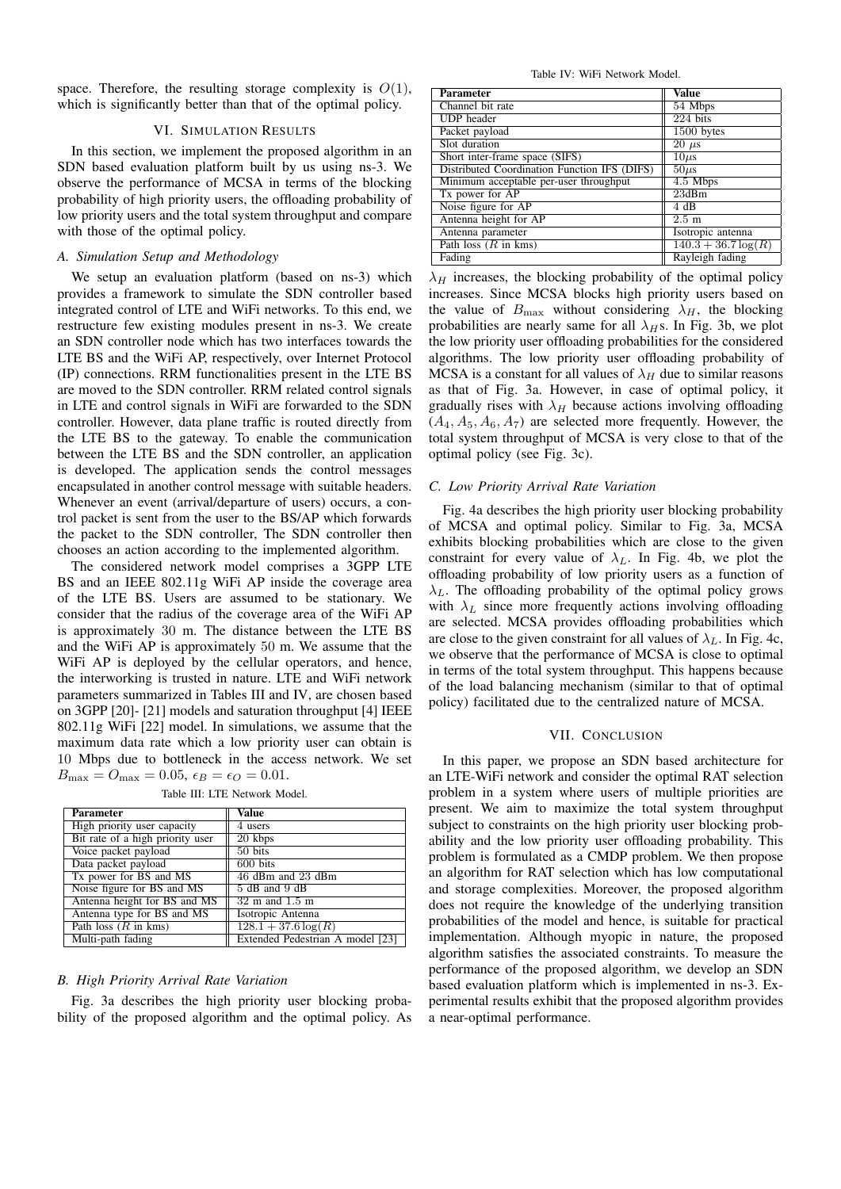space. Therefore, the resulting storage complexity is $O(1)$, which is significantly better than that of the optimal policy.

## VI. Simulation Results

In this section, we implement the proposed algorithm in an SDN based evaluation platform built by us using ns-3. We observe the performance of MCSA in terms of the blocking probability of high priority users, the offloading probability of low priority users and the total system throughput and compare with those of the optimal policy.

### A. Simulation Setup and Methodology

We setup an evaluation platform (based on ns-3) which provides a framework to simulate the SDN controller based integrated control of LTE and WiFi networks. To this end, we restructure few existing modules present in ns-3. We create an SDN controller node which has two interfaces towards the LTE BS and the WiFi AP, respectively, over Internet Protocol (IP) connections. RRM functionalities present in the LTE BS are moved to the SDN controller. RRM related control signals in LTE and control signals in WiFi are forwarded to the SDN controller. However, data plane traffic is routed directly from the LTE BS to the gateway. To enable the communication between the LTE BS and the SDN controller, an application is developed. The application sends the control messages encapsulated in another control message with suitable headers. Whenever an event (arrival/departure of users) occurs, a control packet is sent from the user to the BS/AP which forwards the packet to the SDN controller, The SDN controller then chooses an action according to the implemented algorithm.

The considered network model comprises a 3GPP LTE BS and an IEEE 802.11g WiFi AP inside the coverage area of the LTE BS. Users are assumed to be stationary. We consider that the radius of the coverage area of the WiFi AP is approximately 30 m. The distance between the LTE BS and the WiFi AP is approximately 50 m. We assume that the WiFi AP is deployed by the cellular operators, and hence, the interworking is trusted in nature. LTE and WiFi network parameters summarized in Tables III and IV, are chosen based on 3GPP [20]- [21] models and saturation throughput [4] IEEE 802.11g WiFi [22] model. In simulations, we assume that the maximum data rate which a low priority user can obtain is 10 Mbps due to bottleneck in the access network. We set $B_{\max} = O_{\max} = 0.05$, $\epsilon_B = \epsilon_O = 0.01$.

Table III: LTE Network Model.

| Parameter | Value |
|---|---|
| High priority user capacity | 4 users |
| Bit rate of a high priority user | 20 kbps |
| Voice packet payload | 50 bits |
| Data packet payload | 600 bits |
| Tx power for BS and MS | 46 dBm and 23 dBm |
| Noise figure for BS and MS | 5 dB and 9 dB |
| Antenna height for BS and MS | 32 m and 1.5 m |
| Antenna type for BS and MS | Isotropic Antenna |
| Path loss ($R$ in kms) | $128.1 + 37.6\log(R)$ |
| Multi-path fading | Extended Pedestrian A model [23] |

Table IV: WiFi Network Model.

| Parameter | Value |
|---|---|
| Channel bit rate | 54 Mbps |
| UDP header | 224 bits |
| Packet payload | 1500 bytes |
| Slot duration | 20 $\mu s$ |
| Short inter-frame space (SIFS) | $10\mu s$ |
| Distributed Coordination Function IFS (DIFS) | $50\mu s$ |
| Minimum acceptable per-user throughput | 4.5 Mbps |
| Tx power for AP | 23dBm |
| Noise figure for AP | 4 dB |
| Antenna height for AP | 2.5 m |
| Antenna parameter | Isotropic antenna |
| Path loss ($R$ in kms) | $140.3 + 36.7\log(R)$ |
| Fading | Rayleigh fading |

### B. High Priority Arrival Rate Variation

Fig. 3a describes the high priority user blocking probability of the proposed algorithm and the optimal policy. As $\lambda_H$ increases, the blocking probability of the optimal policy increases. Since MCSA blocks high priority users based on the value of $B_{\max}$ without considering $\lambda_H$, the blocking probabilities are nearly same for all $\lambda_H$s. In Fig. 3b, we plot the low priority user offloading probabilities for the considered algorithms. The low priority user offloading probability of MCSA is a constant for all values of $\lambda_H$ due to similar reasons as that of Fig. 3a. However, in case of optimal policy, it gradually rises with $\lambda_H$ because actions involving offloading $(A_4, A_5, A_6, A_7)$ are selected more frequently. However, the total system throughput of MCSA is very close to that of the optimal policy (see Fig. 3c).

### C. Low Priority Arrival Rate Variation

Fig. 4a describes the high priority user blocking probability of MCSA and optimal policy. Similar to Fig. 3a, MCSA exhibits blocking probabilities which are close to the given constraint for every value of $\lambda_L$. In Fig. 4b, we plot the offloading probability of low priority users as a function of $\lambda_L$. The offloading probability of the optimal policy grows with $\lambda_L$ since more frequently actions involving offloading are selected. MCSA provides offloading probabilities which are close to the given constraint for all values of $\lambda_L$. In Fig. 4c, we observe that the performance of MCSA is close to optimal in terms of the total system throughput. This happens because of the load balancing mechanism (similar to that of optimal policy) facilitated due to the centralized nature of MCSA.

## VII. Conclusion

In this paper, we propose an SDN based architecture for an LTE-WiFi network and consider the optimal RAT selection problem in a system where users of multiple priorities are present. We aim to maximize the total system throughput subject to constraints on the high priority user blocking probability and the low priority user offloading probability. This problem is formulated as a CMDP problem. We then propose an algorithm for RAT selection which has low computational and storage complexities. Moreover, the proposed algorithm does not require the knowledge of the underlying transition probabilities of the model and hence, is suitable for practical implementation. Although myopic in nature, the proposed algorithm satisfies the associated constraints. To measure the performance of the proposed algorithm, we develop an SDN based evaluation platform which is implemented in ns-3. Experimental results exhibit that the proposed algorithm provides a near-optimal performance.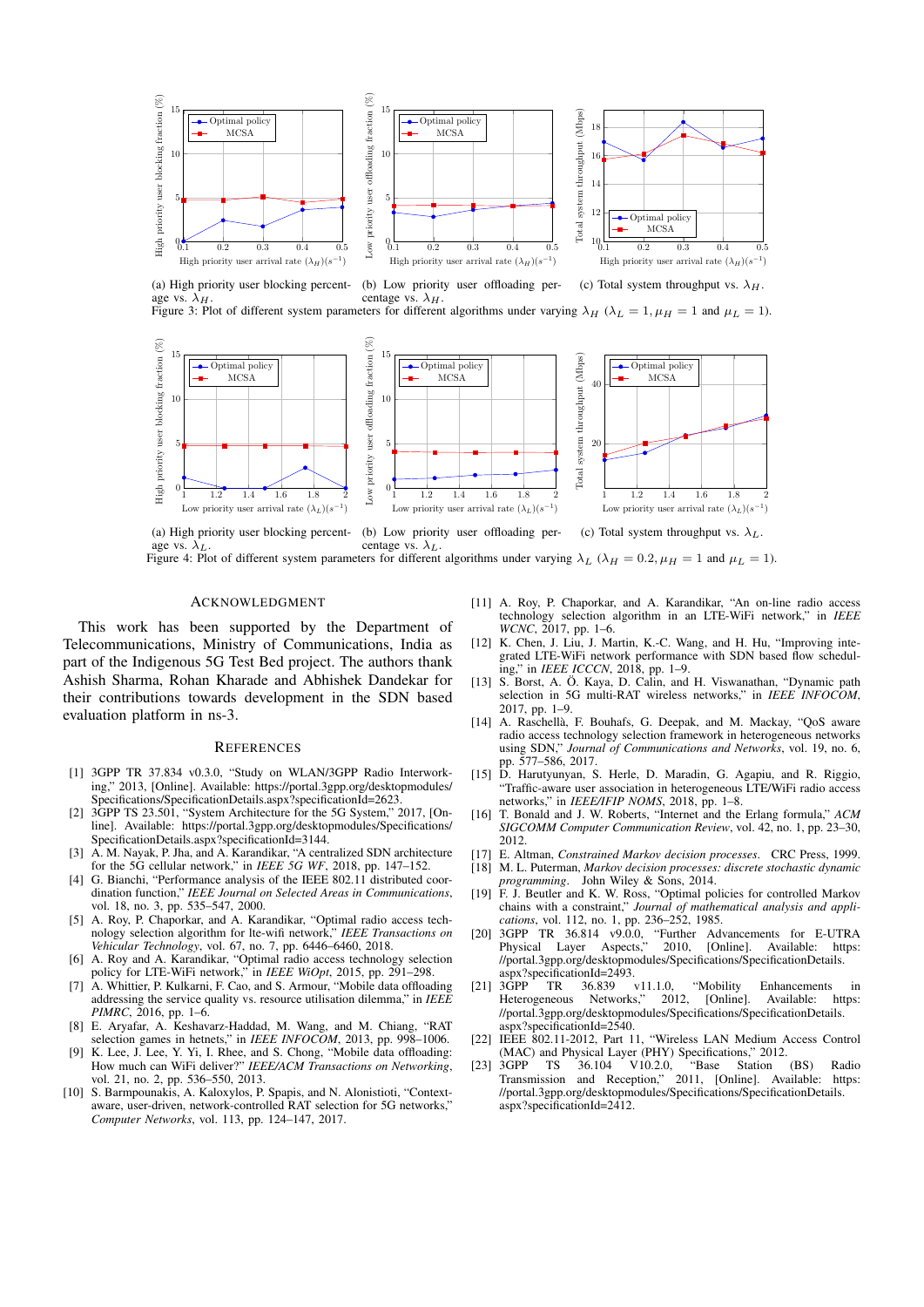High priority user blocking fraction (%)
Optimal policy
MCSA
0
5
10
15
0.1 0.2 0.3 0.4 0.5
High priority user arrival rate $(\lambda_H)(s^{-1})$

(a) High priority user blocking percentage vs. $\lambda_H$.

Low priority user offloading fraction (%)
Optimal policy
MCSA
0
5
10
15
0.1 0.2 0.3 0.4 0.5
High priority user arrival rate $(\lambda_H)(s^{-1})$

(b) Low priority user offloading percentage vs. $\lambda_H$.

Total system throughput (Mbps)
Optimal policy
MCSA
10
12
14
16
18
0.1 0.2 0.3 0.4 0.5
High priority user arrival rate $(\lambda_H)(s^{-1})$

(c) Total system throughput vs. $\lambda_H$.

Figure 3: Plot of different system parameters for different algorithms under varying $\lambda_H$ ($\lambda_L = 1, \mu_H = 1$ and $\mu_L = 1$).

High priority user blocking fraction (%)
Optimal policy
MCSA
0
5
10
15
1 1.2 1.4 1.6 1.8 2
Low priority user arrival rate $(\lambda_L)(s^{-1})$

(a) High priority user blocking percentage vs. $\lambda_L$.

Low priority user offloading fraction (%)
Optimal policy
MCSA
0
5
10
15
1 1.2 1.4 1.6 1.8 2
Low priority user arrival rate $(\lambda_L)(s^{-1})$

(b) Low priority user offloading percentage vs. $\lambda_L$.

Total system throughput (Mbps)
Optimal policy
MCSA
20
40
1 1.2 1.4 1.6 1.8 2
Low priority user arrival rate $(\lambda_L)(s^{-1})$

(c) Total system throughput vs. $\lambda_L$.

Figure 4: Plot of different system parameters for different algorithms under varying $\lambda_L$ ($\lambda_H = 0.2, \mu_H = 1$ and $\mu_L = 1$).

## Acknowledgment

This work has been supported by the Department of Telecommunications, Ministry of Communications, India as part of the Indigenous 5G Test Bed project. The authors thank Ashish Sharma, Rohan Kharade and Abhishek Dandekar for their contributions towards development in the SDN based evaluation platform in ns-3.

## References

[1] 3GPP TR 37.834 v0.3.0, "Study on WLAN/3GPP Radio Interworking," 2013, [Online]. Available: https://portal.3gpp.org/desktopmodules/Specifications/SpecificationDetails.aspx?specificationId=2623.

[2] 3GPP TS 23.501, "System Architecture for the 5G System," 2017, [Online]. Available: https://portal.3gpp.org/desktopmodules/Specifications/SpecificationDetails.aspx?specificationId=3144.

[3] A. M. Nayak, P. Jha, and A. Karandikar, "A centralized SDN architecture for the 5G cellular network," in *IEEE 5G WF*, 2018, pp. 147–152.

[4] G. Bianchi, "Performance analysis of the IEEE 802.11 distributed coordination function," *IEEE Journal on Selected Areas in Communications*, vol. 18, no. 3, pp. 535–547, 2000.

[5] A. Roy, P. Chaporkar, and A. Karandikar, "Optimal radio access technology selection algorithm for lte-wifi network," *IEEE Transactions on Vehicular Technology*, vol. 67, no. 7, pp. 6446–6460, 2018.

[6] A. Roy and A. Karandikar, "Optimal radio access technology selection policy for LTE-WiFi network," in *IEEE WiOpt*, 2015, pp. 291–298.

[7] A. Whittier, P. Kulkarni, F. Cao, and S. Armour, "Mobile data offloading addressing the service quality vs. resource utilisation dilemma," in *IEEE PIMRC*, 2016, pp. 1–6.

[8] E. Aryafar, A. Keshavarz-Haddad, M. Wang, and M. Chiang, "RAT selection games in hetnets," in *IEEE INFOCOM*, 2013, pp. 998–1006.

[9] K. Lee, J. Lee, Y. Yi, I. Rhee, and S. Chong, "Mobile data offloading: How much can WiFi deliver?" *IEEE/ACM Transactions on Networking*, vol. 21, no. 2, pp. 536–550, 2013.

[10] S. Barmpounakis, A. Kaloxylos, P. Spapis, and N. Alonistioti, "Context-aware, user-driven, network-controlled RAT selection for 5G networks," *Computer Networks*, vol. 113, pp. 124–147, 2017.

[11] A. Roy, P. Chaporkar, and A. Karandikar, "An on-line radio access technology selection algorithm in an LTE-WiFi network," in *IEEE WCNC*, 2017, pp. 1–6.

[12] K. Chen, J. Liu, J. Martin, K.-C. Wang, and H. Hu, "Improving integrated LTE-WiFi network performance with SDN based flow scheduling," in *IEEE ICCCN*, 2018, pp. 1–9.

[13] S. Borst, A. Ö. Kaya, D. Calin, and H. Viswanathan, "Dynamic path selection in 5G multi-RAT wireless networks," in *IEEE INFOCOM*, 2017, pp. 1–9.

[14] A. Raschellà, F. Bouhafs, G. Deepak, and M. Mackay, "QoS aware radio access technology selection framework in heterogeneous networks using SDN," *Journal of Communications and Networks*, vol. 19, no. 6, pp. 577–586, 2017.

[15] D. Harutyunyan, S. Herle, D. Maradin, G. Agapiu, and R. Riggio, "Traffic-aware user association in heterogeneous LTE/WiFi radio access networks," in *IEEE/IFIP NOMS*, 2018, pp. 1–8.

[16] T. Bonald and J. W. Roberts, "Internet and the Erlang formula," *ACM SIGCOMM Computer Communication Review*, vol. 42, no. 1, pp. 23–30, 2012.

[17] E. Altman, *Constrained Markov decision processes*. CRC Press, 1999.

[18] M. L. Puterman, *Markov decision processes: discrete stochastic dynamic programming*. John Wiley & Sons, 2014.

[19] F. J. Beutler and K. W. Ross, "Optimal policies for controlled Markov chains with a constraint," *Journal of mathematical analysis and applications*, vol. 112, no. 1, pp. 236–252, 1985.

[20] 3GPP TR 36.814 v9.0.0, "Further Advancements for E-UTRA Physical Layer Aspects," 2010, [Online]. Available: https://portal.3gpp.org/desktopmodules/Specifications/SpecificationDetails.aspx?specificationId=2493.

[21] 3GPP TR 36.839 v11.1.0, "Mobility Enhancements in Heterogeneous Networks," 2012, [Online]. Available: https://portal.3gpp.org/desktopmodules/Specifications/SpecificationDetails.aspx?specificationId=2540.

[22] IEEE 802.11-2012, Part 11, "Wireless LAN Medium Access Control (MAC) and Physical Layer (PHY) Specifications," 2012.

[23] 3GPP TS 36.104 V10.2.0, "Base Station (BS) Radio Transmission and Reception," 2011, [Online]. Available: https://portal.3gpp.org/desktopmodules/Specifications/SpecificationDetails.aspx?specificationId=2412.